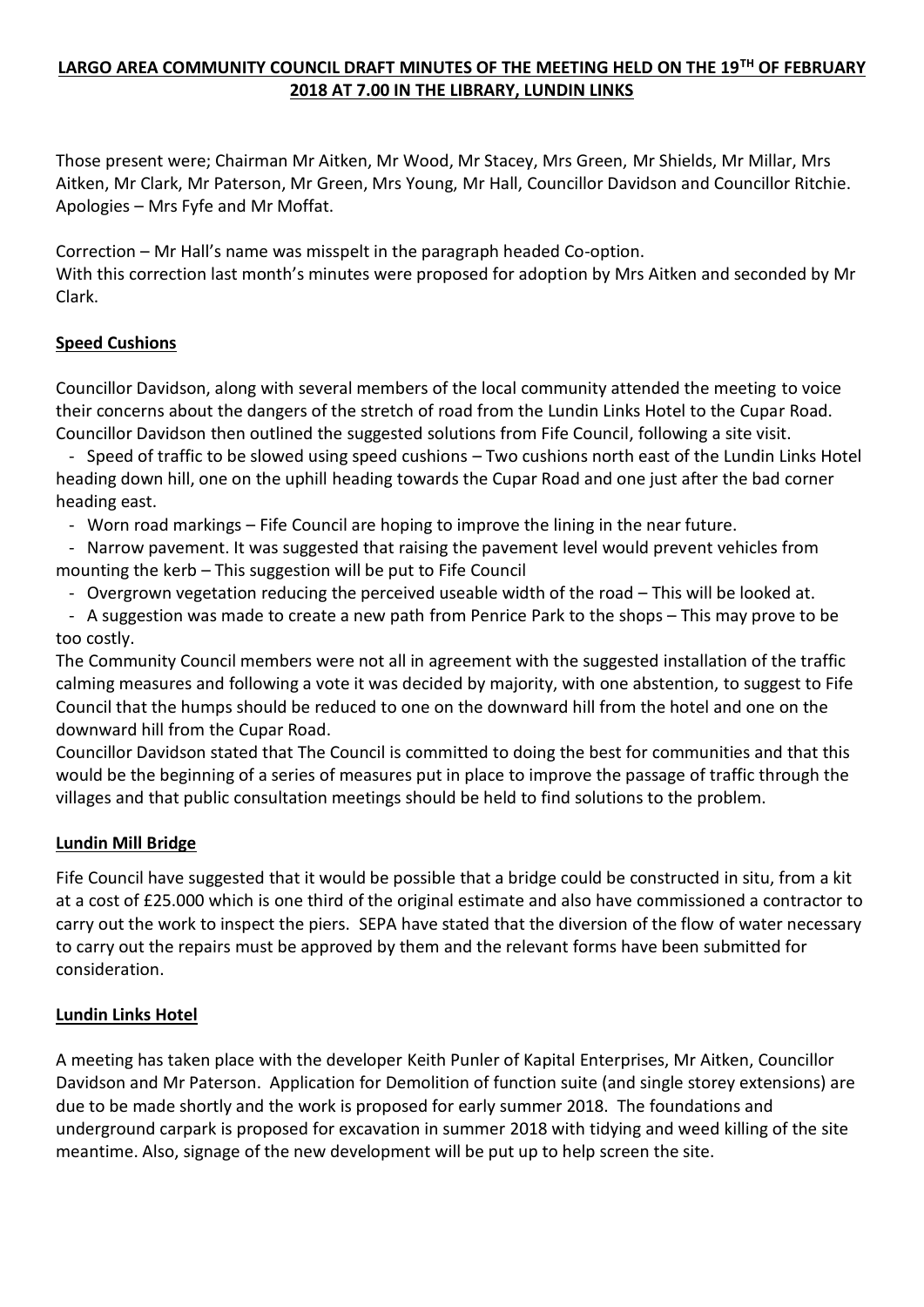# LARGO AREA COMMUNITY COUNCIL DRAFT MINUTES OF THE MEETING HELD ON THE 19TH OF FEBRUARY 2018 AT 7.00 IN THE LIBRARY, LUNDIN LINKS

Those present were; Chairman Mr Aitken, Mr Wood, Mr Stacey, Mrs Green, Mr Shields, Mr Millar, Mrs Aitken, Mr Clark, Mr Paterson, Mr Green, Mrs Young, Mr Hall, Councillor Davidson and Councillor Ritchie. Apologies – Mrs Fyfe and Mr Moffat.

Correction – Mr Hall's name was misspelt in the paragraph headed Co-option.
With this correction last month's minutes were proposed for adoption by Mrs Aitken and seconded by Mr Clark.

## Speed Cushions

Councillor Davidson, along with several members of the local community attended the meeting to voice their concerns about the dangers of the stretch of road from the Lundin Links Hotel to the Cupar Road. Councillor Davidson then outlined the suggested solutions from Fife Council, following a site visit.

- Speed of traffic to be slowed using speed cushions – Two cushions north east of the Lundin Links Hotel heading down hill, one on the uphill heading towards the Cupar Road and one just after the bad corner heading east.
- Worn road markings – Fife Council are hoping to improve the lining in the near future.
- Narrow pavement. It was suggested that raising the pavement level would prevent vehicles from mounting the kerb – This suggestion will be put to Fife Council
- Overgrown vegetation reducing the perceived useable width of the road – This will be looked at.
- A suggestion was made to create a new path from Penrice Park to the shops – This may prove to be too costly.

The Community Council members were not all in agreement with the suggested installation of the traffic calming measures and following a vote it was decided by majority, with one abstention, to suggest to Fife Council that the humps should be reduced to one on the downward hill from the hotel and one on the downward hill from the Cupar Road.

Councillor Davidson stated that The Council is committed to doing the best for communities and that this would be the beginning of a series of measures put in place to improve the passage of traffic through the villages and that public consultation meetings should be held to find solutions to the problem.

## Lundin Mill Bridge

Fife Council have suggested that it would be possible that a bridge could be constructed in situ, from a kit at a cost of £25.000 which is one third of the original estimate and also have commissioned a contractor to carry out the work to inspect the piers. SEPA have stated that the diversion of the flow of water necessary to carry out the repairs must be approved by them and the relevant forms have been submitted for consideration.

## Lundin Links Hotel

A meeting has taken place with the developer Keith Punler of Kapital Enterprises, Mr Aitken, Councillor Davidson and Mr Paterson. Application for Demolition of function suite (and single storey extensions) are due to be made shortly and the work is proposed for early summer 2018. The foundations and underground carpark is proposed for excavation in summer 2018 with tidying and weed killing of the site meantime. Also, signage of the new development will be put up to help screen the site.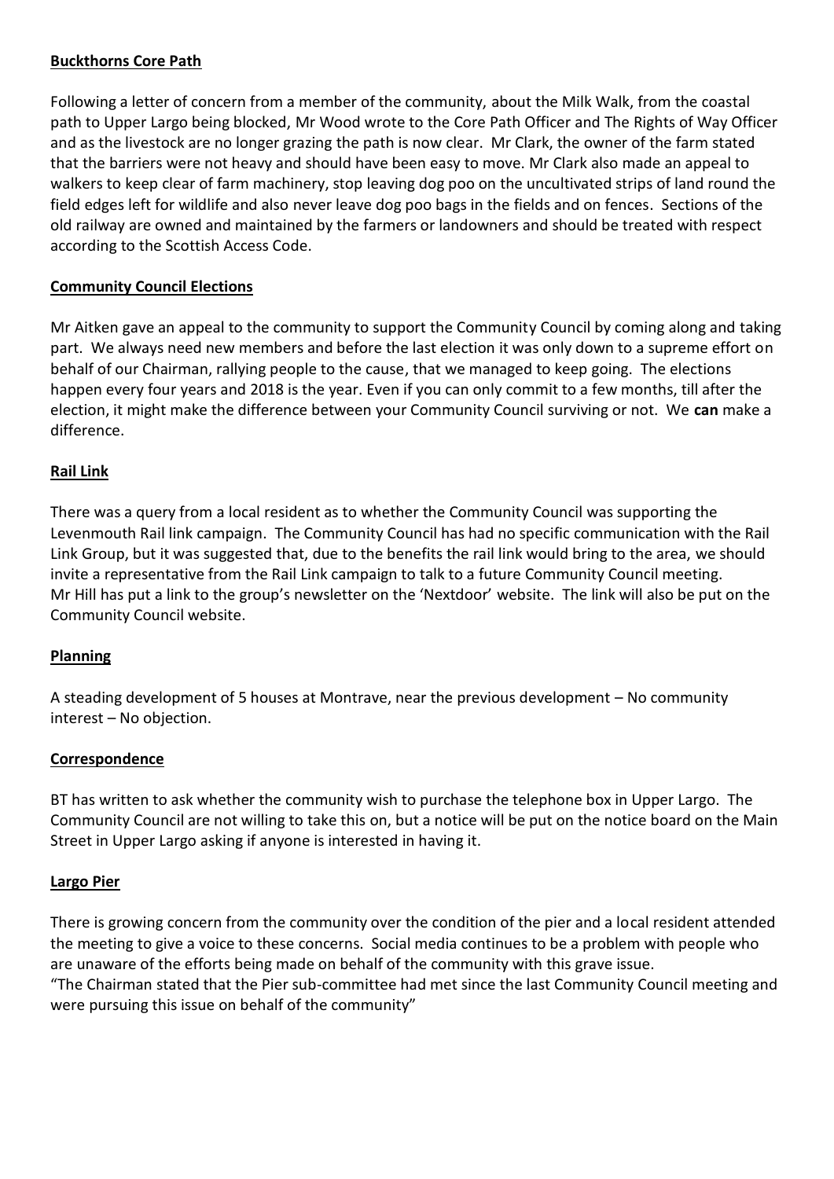**Buckthorns Core Path**

Following a letter of concern from a member of the community, about the Milk Walk, from the coastal path to Upper Largo being blocked, Mr Wood wrote to the Core Path Officer and The Rights of Way Officer and as the livestock are no longer grazing the path is now clear. Mr Clark, the owner of the farm stated that the barriers were not heavy and should have been easy to move. Mr Clark also made an appeal to walkers to keep clear of farm machinery, stop leaving dog poo on the uncultivated strips of land round the field edges left for wildlife and also never leave dog poo bags in the fields and on fences. Sections of the old railway are owned and maintained by the farmers or landowners and should be treated with respect according to the Scottish Access Code.

**Community Council Elections**

Mr Aitken gave an appeal to the community to support the Community Council by coming along and taking part. We always need new members and before the last election it was only down to a supreme effort on behalf of our Chairman, rallying people to the cause, that we managed to keep going. The elections happen every four years and 2018 is the year. Even if you can only commit to a few months, till after the election, it might make the difference between your Community Council surviving or not. We **can** make a difference.

**Rail Link**

There was a query from a local resident as to whether the Community Council was supporting the Levenmouth Rail link campaign. The Community Council has had no specific communication with the Rail Link Group, but it was suggested that, due to the benefits the rail link would bring to the area, we should invite a representative from the Rail Link campaign to talk to a future Community Council meeting. Mr Hill has put a link to the group's newsletter on the 'Nextdoor' website. The link will also be put on the Community Council website.

**Planning**

A steading development of 5 houses at Montrave, near the previous development – No community interest – No objection.

**Correspondence**

BT has written to ask whether the community wish to purchase the telephone box in Upper Largo. The Community Council are not willing to take this on, but a notice will be put on the notice board on the Main Street in Upper Largo asking if anyone is interested in having it.

**Largo Pier**

There is growing concern from the community over the condition of the pier and a local resident attended the meeting to give a voice to these concerns. Social media continues to be a problem with people who are unaware of the efforts being made on behalf of the community with this grave issue.
"The Chairman stated that the Pier sub-committee had met since the last Community Council meeting and were pursuing this issue on behalf of the community"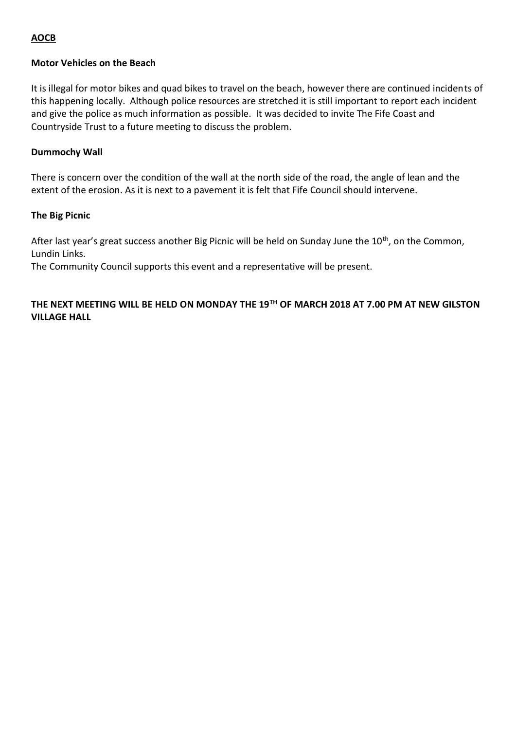**AOCB**

**Motor Vehicles on the Beach**

It is illegal for motor bikes and quad bikes to travel on the beach, however there are continued incidents of this happening locally. Although police resources are stretched it is still important to report each incident and give the police as much information as possible. It was decided to invite The Fife Coast and Countryside Trust to a future meeting to discuss the problem.

**Dummochy Wall**

There is concern over the condition of the wall at the north side of the road, the angle of lean and the extent of the erosion. As it is next to a pavement it is felt that Fife Council should intervene.

**The Big Picnic**

After last year's great success another Big Picnic will be held on Sunday June the 10th, on the Common, Lundin Links.
The Community Council supports this event and a representative will be present.

**THE NEXT MEETING WILL BE HELD ON MONDAY THE 19TH OF MARCH 2018 AT 7.00 PM AT NEW GILSTON VILLAGE HALL**